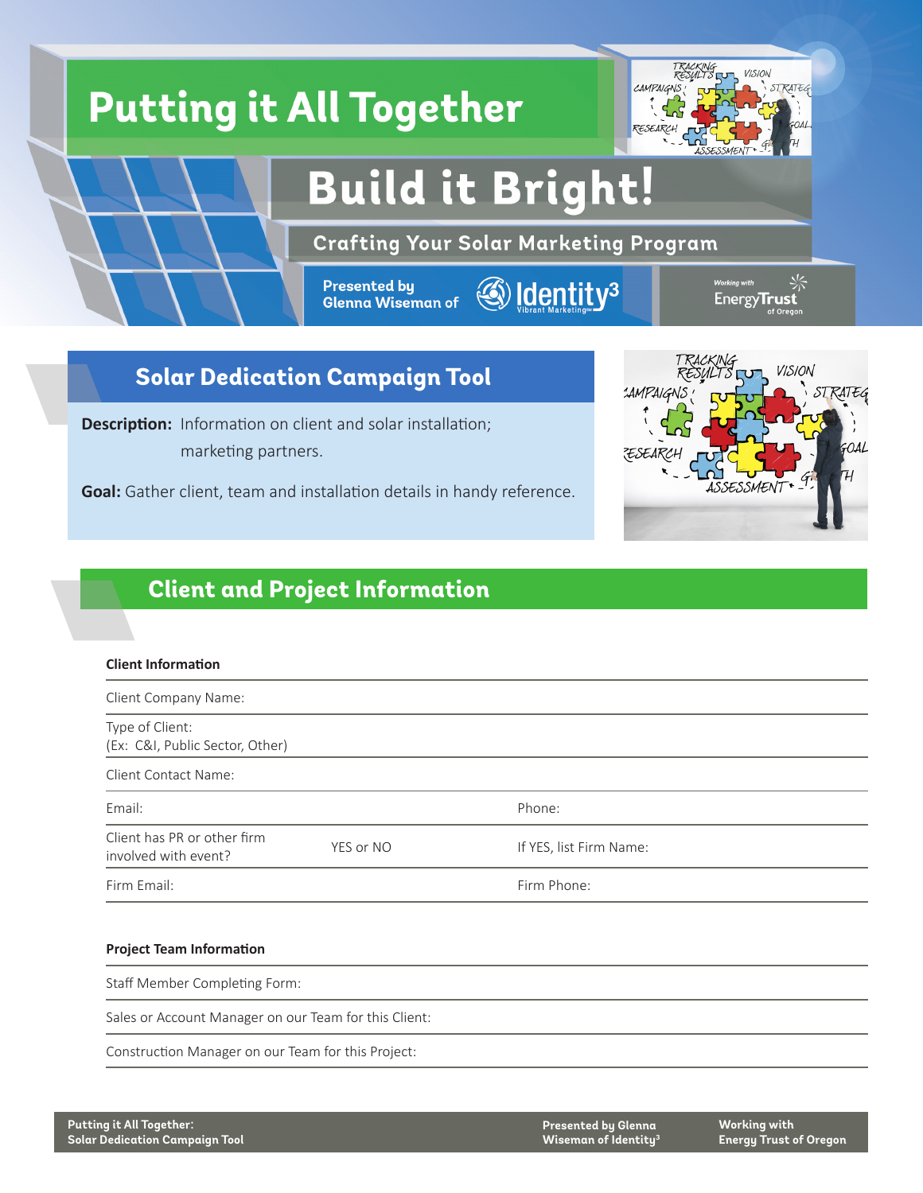# Putting it All Together

# Build it Bright!

## Crafting Your Solar Marketing Program

Presented by Glenna Wiseman of Identity³ Vibrant Marketing

Working with Energy Trust of Oregon

## Solar Dedication Campaign Tool

**Description:** Information on client and solar installation; marketing partners.

**Goal:** Gather client, team and installation details in handy reference.

## Client and Project Information

### Client Information

| | | | |
|---|---|---|---|
| Client Company Name: | | | |
| Type of Client: (Ex: C&I, Public Sector, Other) | | | |
| Client Contact Name: | | | |
| Email: | | Phone: | |
| Client has PR or other firm involved with event? | YES or NO | If YES, list Firm Name: | |
| Firm Email: | | Firm Phone: | |

### Project Team Information

| | |
|---|---|
| Staff Member Completing Form: | |
| Sales or Account Manager on our Team for this Client: | |
| Construction Manager on our Team for this Project: | |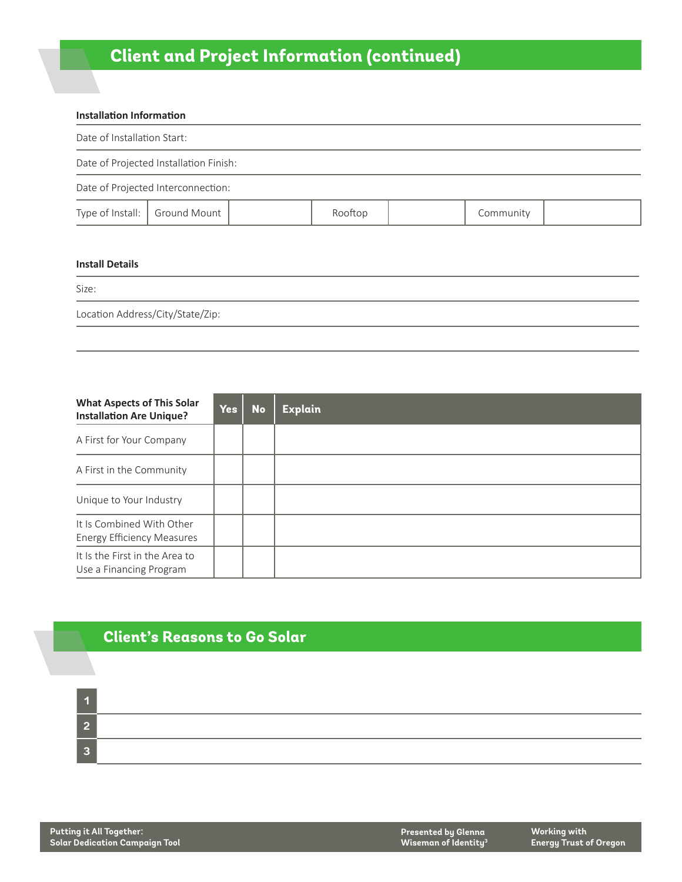# Client and Project Information (continued)

**Installation Information**

Date of Installation Start:

Date of Projected Installation Finish:

Date of Projected Interconnection:

| Type of Install: | Ground Mount | | Rooftop | | Community | |
|---|---|---|---|---|---|---|

**Install Details**

Size:

Location Address/City/State/Zip:

| What Aspects of This Solar Installation Are Unique? | Yes | No | Explain |
|---|---|---|---|
| A First for Your Company | | | |
| A First in the Community | | | |
| Unique to Your Industry | | | |
| It Is Combined With Other Energy Efficiency Measures | | | |
| It Is the First in the Area to Use a Financing Program | | | |

# Client's Reasons to Go Solar

1.
2.
3.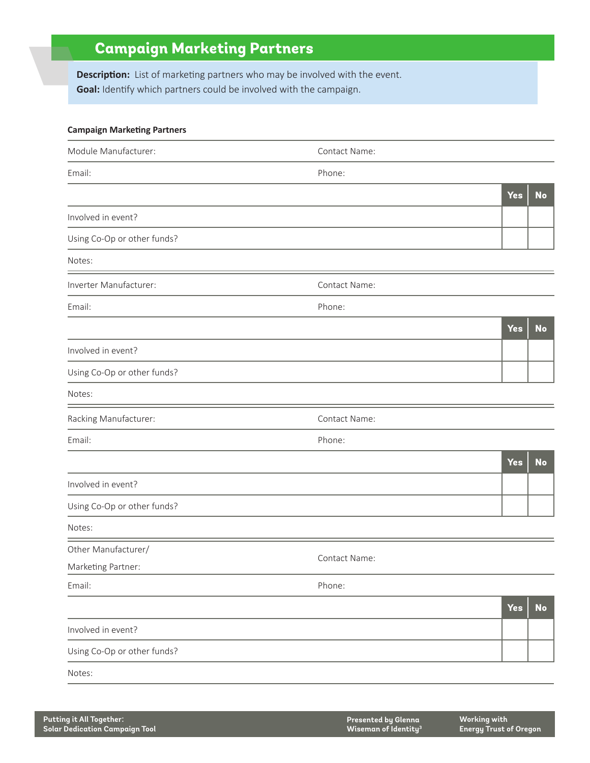# Campaign Marketing Partners

**Description:** List of marketing partners who may be involved with the event.
**Goal:** Identify which partners could be involved with the campaign.

**Campaign Marketing Partners**

| Module Manufacturer: | Contact Name: |
|---|---|
| Email: | Phone: |

| | Yes | No |
|---|---|---|
| Involved in event? | | |
| Using Co-Op or other funds? | | |

Notes:

| Inverter Manufacturer: | Contact Name: |
|---|---|
| Email: | Phone: |

| | Yes | No |
|---|---|---|
| Involved in event? | | |
| Using Co-Op or other funds? | | |

Notes:

| Racking Manufacturer: | Contact Name: |
|---|---|
| Email: | Phone: |

| | Yes | No |
|---|---|---|
| Involved in event? | | |
| Using Co-Op or other funds? | | |

Notes:

| Other Manufacturer/ Marketing Partner: | Contact Name: |
|---|---|
| Email: | Phone: |

| | Yes | No |
|---|---|---|
| Involved in event? | | |
| Using Co-Op or other funds? | | |

Notes: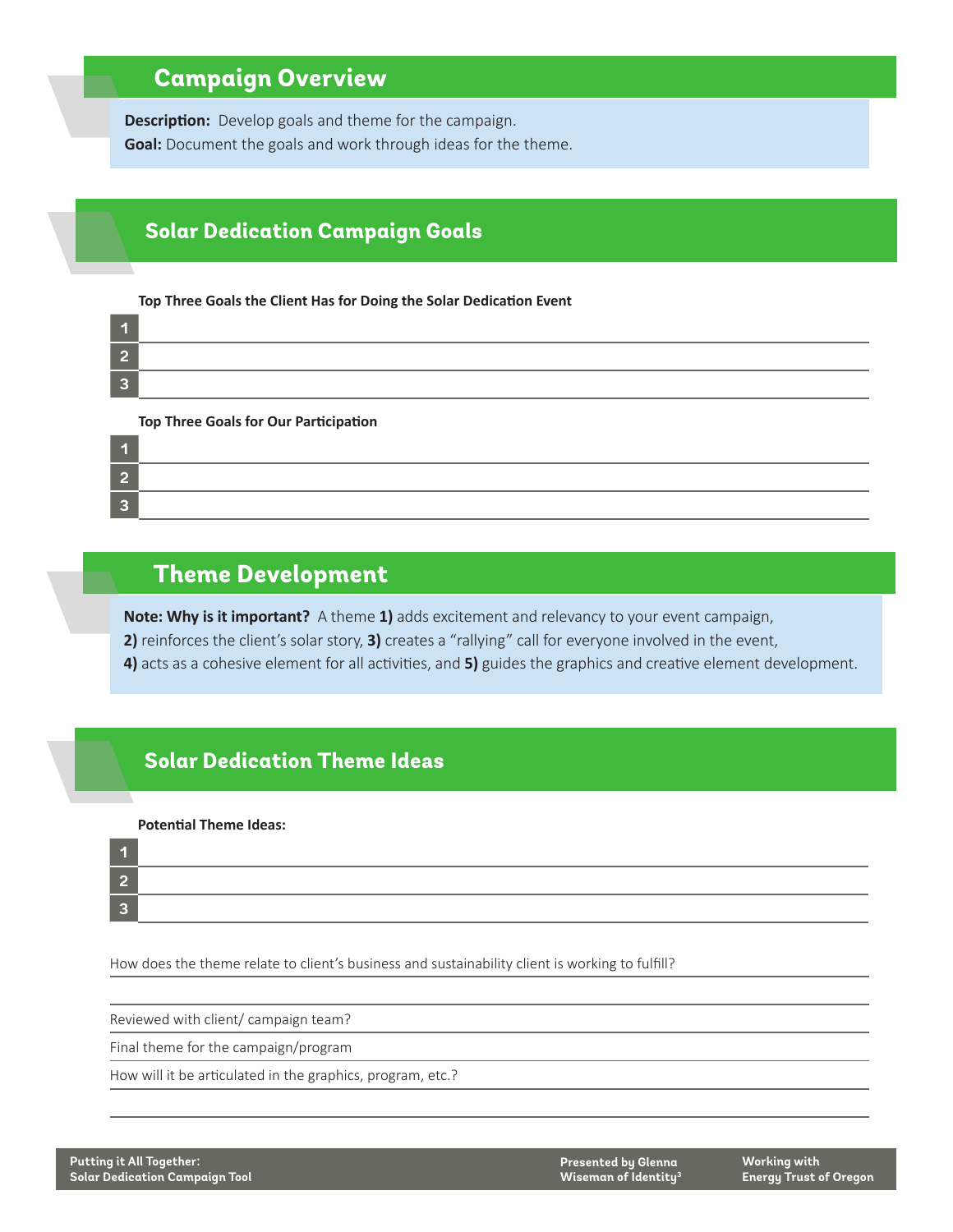## Campaign Overview

**Description:** Develop goals and theme for the campaign.

**Goal:** Document the goals and work through ideas for the theme.

## Solar Dedication Campaign Goals

**Top Three Goals the Client Has for Doing the Solar Dedication Event**

1. \_\_\_\_\_\_\_\_\_\_\_\_\_\_\_\_\_\_\_\_\_\_\_\_\_\_\_\_\_\_\_\_\_\_\_\_\_\_\_\_
2. \_\_\_\_\_\_\_\_\_\_\_\_\_\_\_\_\_\_\_\_\_\_\_\_\_\_\_\_\_\_\_\_\_\_\_\_\_\_\_\_
3. \_\_\_\_\_\_\_\_\_\_\_\_\_\_\_\_\_\_\_\_\_\_\_\_\_\_\_\_\_\_\_\_\_\_\_\_\_\_\_\_

**Top Three Goals for Our Participation**

1. \_\_\_\_\_\_\_\_\_\_\_\_\_\_\_\_\_\_\_\_\_\_\_\_\_\_\_\_\_\_\_\_\_\_\_\_\_\_\_\_
2. \_\_\_\_\_\_\_\_\_\_\_\_\_\_\_\_\_\_\_\_\_\_\_\_\_\_\_\_\_\_\_\_\_\_\_\_\_\_\_\_
3. \_\_\_\_\_\_\_\_\_\_\_\_\_\_\_\_\_\_\_\_\_\_\_\_\_\_\_\_\_\_\_\_\_\_\_\_\_\_\_\_

## Theme Development

**Note: Why is it important?** A theme **1)** adds excitement and relevancy to your event campaign, **2)** reinforces the client's solar story, **3)** creates a "rallying" call for everyone involved in the event, **4)** acts as a cohesive element for all activities, and **5)** guides the graphics and creative element development.

## Solar Dedication Theme Ideas

**Potential Theme Ideas:**

1. \_\_\_\_\_\_\_\_\_\_\_\_\_\_\_\_\_\_\_\_\_\_\_\_\_\_\_\_\_\_\_\_\_\_\_\_\_\_\_\_
2. \_\_\_\_\_\_\_\_\_\_\_\_\_\_\_\_\_\_\_\_\_\_\_\_\_\_\_\_\_\_\_\_\_\_\_\_\_\_\_\_
3. \_\_\_\_\_\_\_\_\_\_\_\_\_\_\_\_\_\_\_\_\_\_\_\_\_\_\_\_\_\_\_\_\_\_\_\_\_\_\_\_

How does the theme relate to client's business and sustainability client is working to fulfill? \_\_\_\_\_\_\_\_\_\_\_\_\_\_\_\_\_\_\_\_

\_\_\_\_\_\_\_\_\_\_\_\_\_\_\_\_\_\_\_\_\_\_\_\_\_\_\_\_\_\_\_\_\_\_\_\_\_\_\_\_

Reviewed with client/ campaign team? \_\_\_\_\_\_\_\_\_\_\_\_\_\_\_\_\_\_\_\_

Final theme for the campaign/program \_\_\_\_\_\_\_\_\_\_\_\_\_\_\_\_\_\_\_\_

How will it be articulated in the graphics, program, etc.? \_\_\_\_\_\_\_\_\_\_\_\_\_\_\_\_\_\_\_\_

\_\_\_\_\_\_\_\_\_\_\_\_\_\_\_\_\_\_\_\_\_\_\_\_\_\_\_\_\_\_\_\_\_\_\_\_\_\_\_\_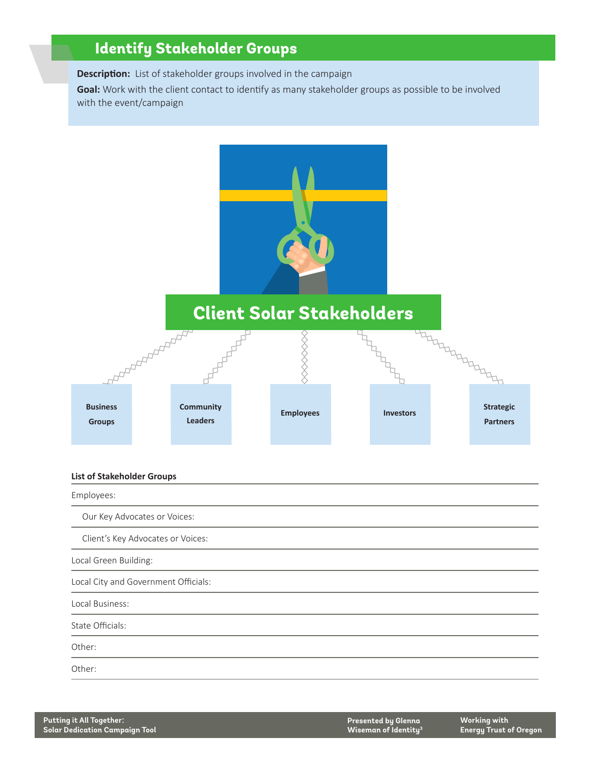## Identify Stakeholder Groups

**Description:** List of stakeholder groups involved in the campaign

**Goal:** Work with the client contact to identify as many stakeholder groups as possible to be involved with the event/campaign

**Client Solar Stakeholders**

- Business Groups
- Community Leaders
- Employees
- Investors
- Strategic Partners

**List of Stakeholder Groups**

Employees:

Our Key Advocates or Voices:

Client's Key Advocates or Voices:

Local Green Building:

Local City and Government Officials:

Local Business:

State Officials:

Other:

Other: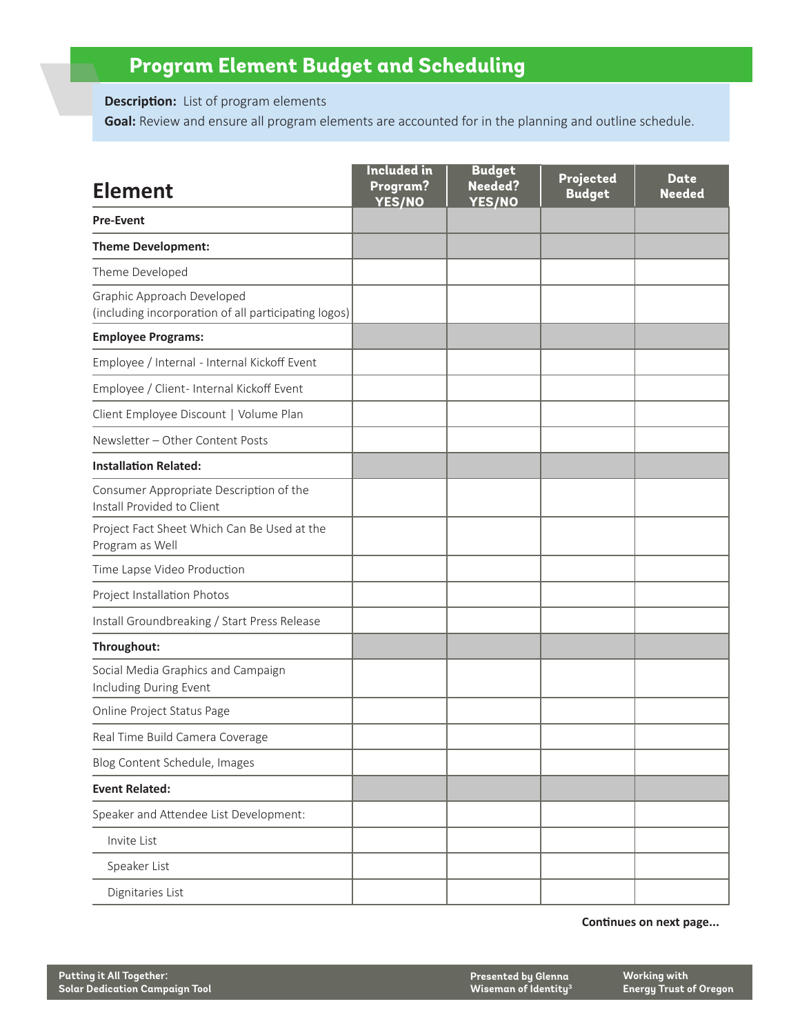## Program Element Budget and Scheduling

**Description:** List of program elements

**Goal:** Review and ensure all program elements are accounted for in the planning and outline schedule.

| Element | Included in Program? YES/NO | Budget Needed? YES/NO | Projected Budget | Date Needed |
|---|---|---|---|---|
| **Pre-Event** | | | | |
| **Theme Development:** | | | | |
| Theme Developed | | | | |
| Graphic Approach Developed (including incorporation of all participating logos) | | | | |
| **Employee Programs:** | | | | |
| Employee / Internal - Internal Kickoff Event | | | | |
| Employee / Client- Internal Kickoff Event | | | | |
| Client Employee Discount \| Volume Plan | | | | |
| Newsletter – Other Content Posts | | | | |
| **Installation Related:** | | | | |
| Consumer Appropriate Description of the Install Provided to Client | | | | |
| Project Fact Sheet Which Can Be Used at the Program as Well | | | | |
| Time Lapse Video Production | | | | |
| Project Installation Photos | | | | |
| Install Groundbreaking / Start Press Release | | | | |
| **Throughout:** | | | | |
| Social Media Graphics and Campaign Including During Event | | | | |
| Online Project Status Page | | | | |
| Real Time Build Camera Coverage | | | | |
| Blog Content Schedule, Images | | | | |
| **Event Related:** | | | | |
| Speaker and Attendee List Development: | | | | |
| Invite List | | | | |
| Speaker List | | | | |
| Dignitaries List | | | | |

**Continues on next page...**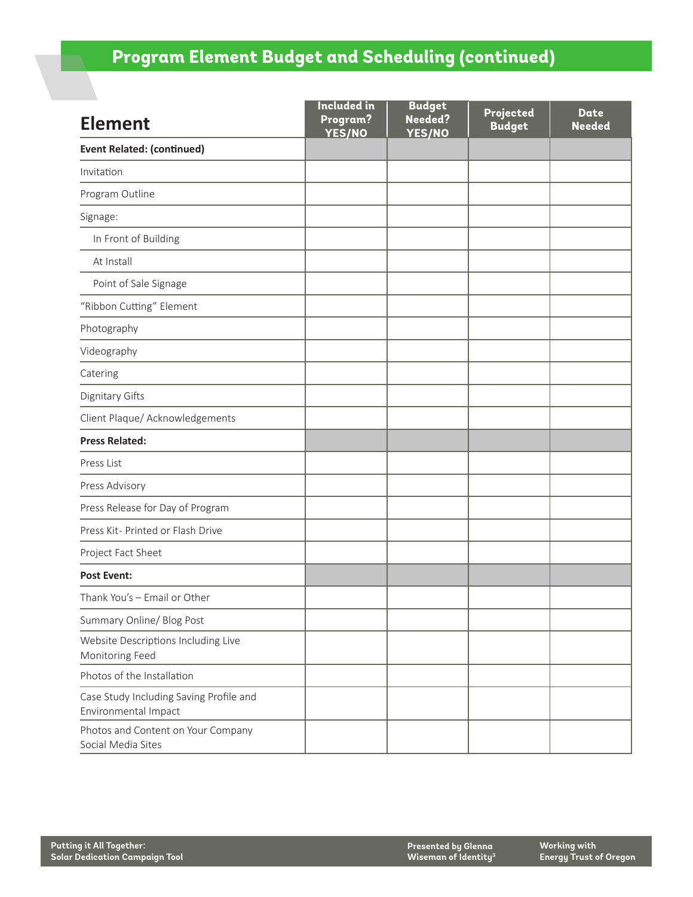## Program Element Budget and Scheduling (continued)

| Element | Included in Program? YES/NO | Budget Needed? YES/NO | Projected Budget | Date Needed |
|---|---|---|---|---|
| **Event Related: (continued)** | | | | |
| Invitation | | | | |
| Program Outline | | | | |
| Signage: | | | | |
| In Front of Building | | | | |
| At Install | | | | |
| Point of Sale Signage | | | | |
| "Ribbon Cutting" Element | | | | |
| Photography | | | | |
| Videography | | | | |
| Catering | | | | |
| Dignitary Gifts | | | | |
| Client Plaque/ Acknowledgements | | | | |
| **Press Related:** | | | | |
| Press List | | | | |
| Press Advisory | | | | |
| Press Release for Day of Program | | | | |
| Press Kit- Printed or Flash Drive | | | | |
| Project Fact Sheet | | | | |
| **Post Event:** | | | | |
| Thank You's – Email or Other | | | | |
| Summary Online/ Blog Post | | | | |
| Website Descriptions Including Live Monitoring Feed | | | | |
| Photos of the Installation | | | | |
| Case Study Including Saving Profile and Environmental Impact | | | | |
| Photos and Content on Your Company Social Media Sites | | | | |